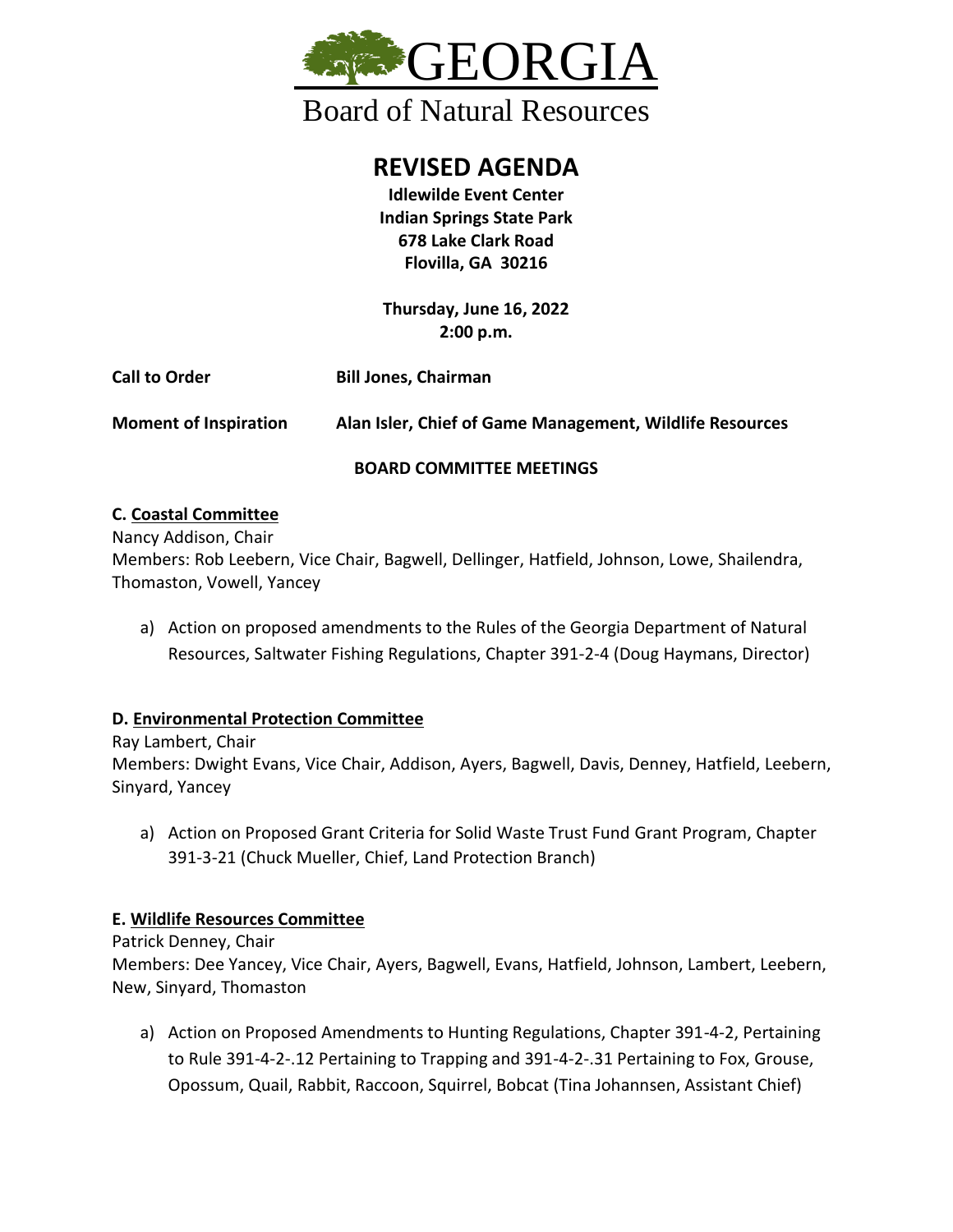# GEORGIA

## Board of Natural Resources

# REVISED AGENDA

**Idlewilde Event Center**
**Indian Springs State Park**
**678 Lake Clark Road**
**Flovilla, GA 30216**

**Thursday, June 16, 2022**
**2:00 p.m.**

**Call to Order** **Bill Jones, Chairman**

**Moment of Inspiration** **Alan Isler, Chief of Game Management, Wildlife Resources**

**BOARD COMMITTEE MEETINGS**

### C. Coastal Committee

Nancy Addison, Chair
Members: Rob Leebern, Vice Chair, Bagwell, Dellinger, Hatfield, Johnson, Lowe, Shailendra, Thomaston, Vowell, Yancey

a) Action on proposed amendments to the Rules of the Georgia Department of Natural Resources, Saltwater Fishing Regulations, Chapter 391-2-4 (Doug Haymans, Director)

### D. Environmental Protection Committee

Ray Lambert, Chair
Members: Dwight Evans, Vice Chair, Addison, Ayers, Bagwell, Davis, Denney, Hatfield, Leebern, Sinyard, Yancey

a) Action on Proposed Grant Criteria for Solid Waste Trust Fund Grant Program, Chapter 391-3-21 (Chuck Mueller, Chief, Land Protection Branch)

### E. Wildlife Resources Committee

Patrick Denney, Chair
Members: Dee Yancey, Vice Chair, Ayers, Bagwell, Evans, Hatfield, Johnson, Lambert, Leebern, New, Sinyard, Thomaston

a) Action on Proposed Amendments to Hunting Regulations, Chapter 391-4-2, Pertaining to Rule 391-4-2-.12 Pertaining to Trapping and 391-4-2-.31 Pertaining to Fox, Grouse, Opossum, Quail, Rabbit, Raccoon, Squirrel, Bobcat (Tina Johannsen, Assistant Chief)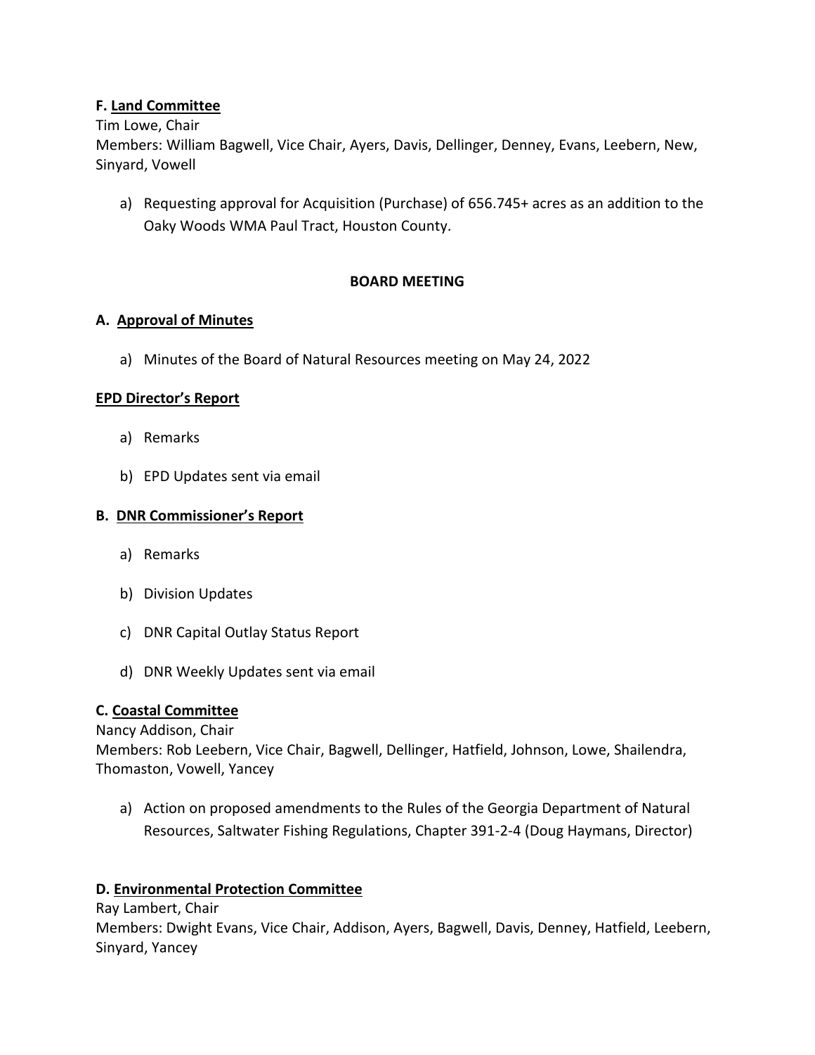**F. Land Committee**

Tim Lowe, Chair

Members: William Bagwell, Vice Chair, Ayers, Davis, Dellinger, Denney, Evans, Leebern, New, Sinyard, Vowell

a) Requesting approval for Acquisition (Purchase) of 656.745+ acres as an addition to the Oaky Woods WMA Paul Tract, Houston County.

**BOARD MEETING**

**A. Approval of Minutes**

a) Minutes of the Board of Natural Resources meeting on May 24, 2022

**EPD Director's Report**

a) Remarks

b) EPD Updates sent via email

**B. DNR Commissioner's Report**

a) Remarks

b) Division Updates

c) DNR Capital Outlay Status Report

d) DNR Weekly Updates sent via email

**C. Coastal Committee**

Nancy Addison, Chair

Members: Rob Leebern, Vice Chair, Bagwell, Dellinger, Hatfield, Johnson, Lowe, Shailendra, Thomaston, Vowell, Yancey

a) Action on proposed amendments to the Rules of the Georgia Department of Natural Resources, Saltwater Fishing Regulations, Chapter 391-2-4 (Doug Haymans, Director)

**D. Environmental Protection Committee**

Ray Lambert, Chair

Members: Dwight Evans, Vice Chair, Addison, Ayers, Bagwell, Davis, Denney, Hatfield, Leebern, Sinyard, Yancey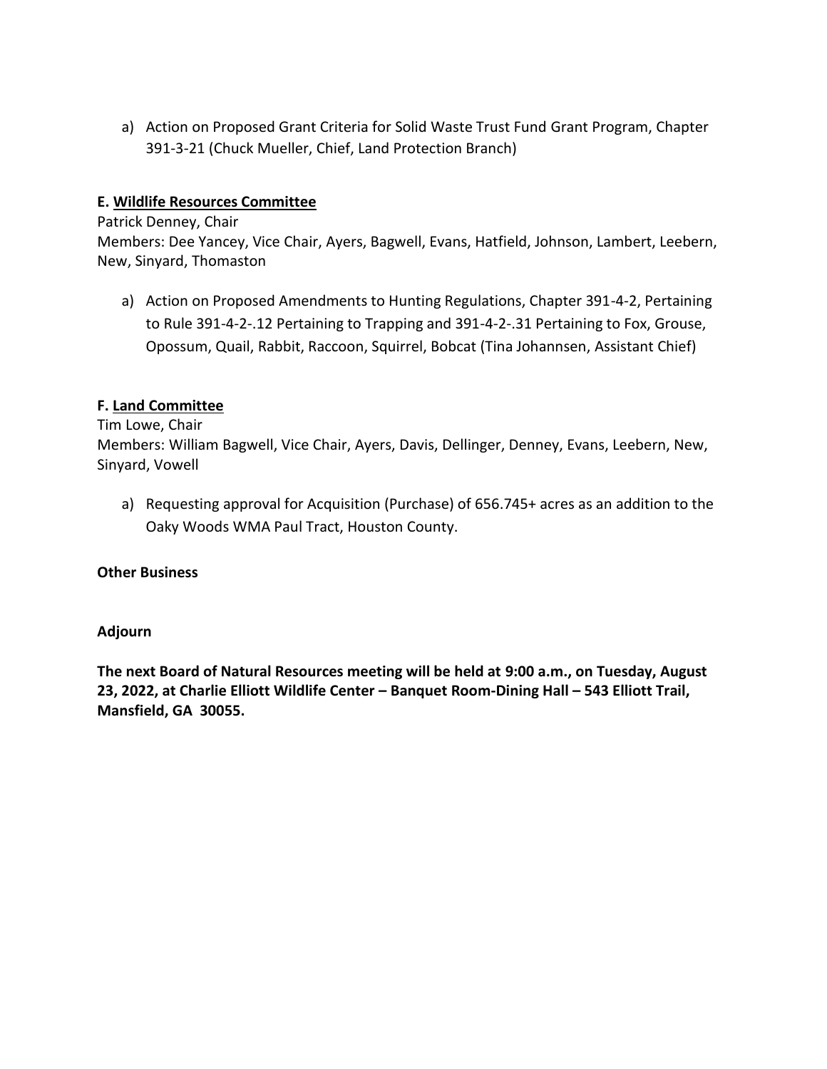a) Action on Proposed Grant Criteria for Solid Waste Trust Fund Grant Program, Chapter 391-3-21 (Chuck Mueller, Chief, Land Protection Branch)

**E. <u>Wildlife Resources Committee</u>**

Patrick Denney, Chair

Members: Dee Yancey, Vice Chair, Ayers, Bagwell, Evans, Hatfield, Johnson, Lambert, Leebern, New, Sinyard, Thomaston

a) Action on Proposed Amendments to Hunting Regulations, Chapter 391-4-2, Pertaining to Rule 391-4-2-.12 Pertaining to Trapping and 391-4-2-.31 Pertaining to Fox, Grouse, Opossum, Quail, Rabbit, Raccoon, Squirrel, Bobcat (Tina Johannsen, Assistant Chief)

**F. <u>Land Committee</u>**

Tim Lowe, Chair

Members: William Bagwell, Vice Chair, Ayers, Davis, Dellinger, Denney, Evans, Leebern, New, Sinyard, Vowell

a) Requesting approval for Acquisition (Purchase) of 656.745+ acres as an addition to the Oaky Woods WMA Paul Tract, Houston County.

**Other Business**

**Adjourn**

**The next Board of Natural Resources meeting will be held at 9:00 a.m., on Tuesday, August 23, 2022, at Charlie Elliott Wildlife Center – Banquet Room-Dining Hall – 543 Elliott Trail, Mansfield, GA 30055.**